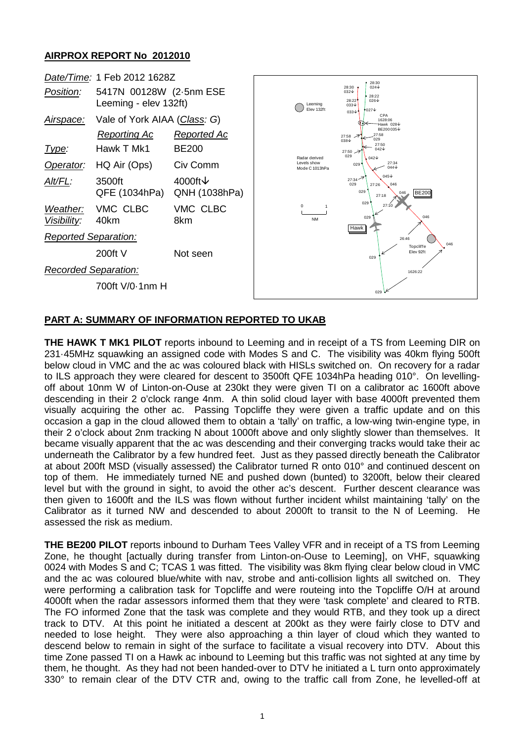## AIRPROX REPORT No 2012010

| | | |
|---|---|---|
| *Date/Time:* | 1 Feb 2012 1628Z | |
| *Position:* | 5417N 00128W (2·5nm ESE Leeming - elev 132ft) | |
| *Airspace:* | Vale of York AIAA (*Class: G*) | |
| | *Reporting Ac* | *Reported Ac* |
| *Type:* | Hawk T Mk1 | BE200 |
| *Operator:* | HQ Air (Ops) | Civ Comm |
| *Alt/FL:* | 3500ft QFE (1034hPa) | 4000ft↓ QNH (1038hPa) |
| *Weather:* | VMC CLBC | VMC CLBC |
| *Visibility:* | 40km | 8km |
| *Reported Separation:* | | |
| | 200ft V | Not seen |
| *Recorded Separation:* | | |
| | 700ft V/0·1nm H | |

## PART A: SUMMARY OF INFORMATION REPORTED TO UKAB

**THE HAWK T MK1 PILOT** reports inbound to Leeming and in receipt of a TS from Leeming DIR on 231·45MHz squawking an assigned code with Modes S and C. The visibility was 40km flying 500ft below cloud in VMC and the ac was coloured black with HISLs switched on. On recovery for a radar to ILS approach they were cleared for descent to 3500ft QFE 1034hPa heading 010°. On levelling-off about 10nm W of Linton-on-Ouse at 230kt they were given TI on a calibrator ac 1600ft above descending in their 2 o'clock range 4nm. A thin solid cloud layer with base 4000ft prevented them visually acquiring the other ac. Passing Topcliffe they were given a traffic update and on this occasion a gap in the cloud allowed them to obtain a 'tally' on traffic, a low-wing twin-engine type, in their 2 o'clock about 2nm tracking N about 1000ft above and only slightly slower than themselves. It became visually apparent that the ac was descending and their converging tracks would take their ac underneath the Calibrator by a few hundred feet. Just as they passed directly beneath the Calibrator at about 200ft MSD (visually assessed) the Calibrator turned R onto 010° and continued descent on top of them. He immediately turned NE and pushed down (bunted) to 3200ft, below their cleared level but with the ground in sight, to avoid the other ac's descent. Further descent clearance was then given to 1600ft and the ILS was flown without further incident whilst maintaining 'tally' on the Calibrator as it turned NW and descended to about 2000ft to transit to the N of Leeming. He assessed the risk as medium.

**THE BE200 PILOT** reports inbound to Durham Tees Valley VFR and in receipt of a TS from Leeming Zone, he thought [actually during transfer from Linton-on-Ouse to Leeming], on VHF, squawking 0024 with Modes S and C; TCAS 1 was fitted. The visibility was 8km flying clear below cloud in VMC and the ac was coloured blue/white with nav, strobe and anti-collision lights all switched on. They were performing a calibration task for Topcliffe and were routeing into the Topcliffe O/H at around 4000ft when the radar assessors informed them that they were 'task complete' and cleared to RTB. The FO informed Zone that the task was complete and they would RTB, and they took up a direct track to DTV. At this point he initiated a descent at 200kt as they were fairly close to DTV and needed to lose height. They were also approaching a thin layer of cloud which they wanted to descend below to remain in sight of the surface to facilitate a visual recovery into DTV. About this time Zone passed TI on a Hawk ac inbound to Leeming but this traffic was not sighted at any time by them, he thought. As they had not been handed-over to DTV he initiated a L turn onto approximately 330° to remain clear of the DTV CTR and, owing to the traffic call from Zone, he levelled-off at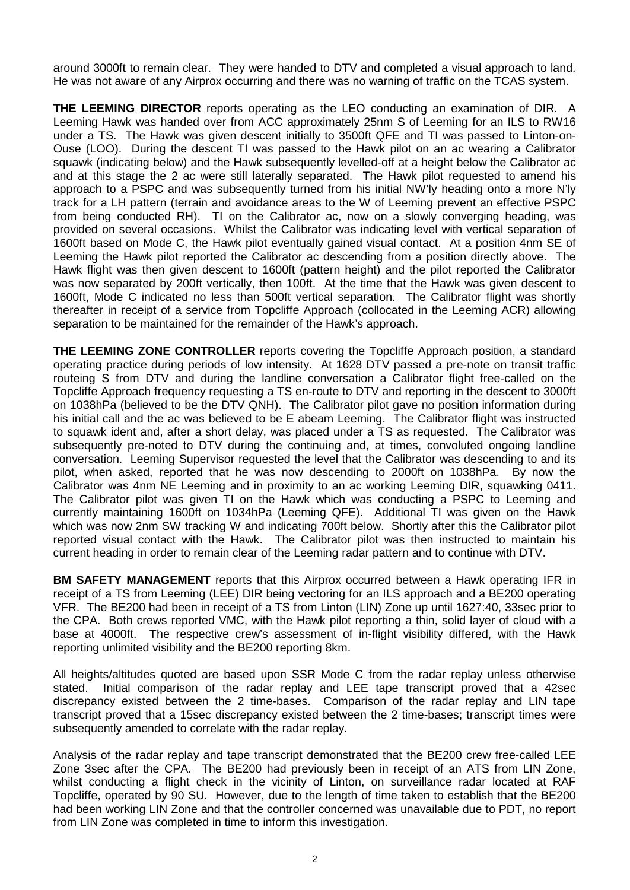around 3000ft to remain clear. They were handed to DTV and completed a visual approach to land. He was not aware of any Airprox occurring and there was no warning of traffic on the TCAS system.

**THE LEEMING DIRECTOR** reports operating as the LEO conducting an examination of DIR. A Leeming Hawk was handed over from ACC approximately 25nm S of Leeming for an ILS to RW16 under a TS. The Hawk was given descent initially to 3500ft QFE and TI was passed to Linton-on-Ouse (LOO). During the descent TI was passed to the Hawk pilot on an ac wearing a Calibrator squawk (indicating below) and the Hawk subsequently levelled-off at a height below the Calibrator ac and at this stage the 2 ac were still laterally separated. The Hawk pilot requested to amend his approach to a PSPC and was subsequently turned from his initial NW'ly heading onto a more N'ly track for a LH pattern (terrain and avoidance areas to the W of Leeming prevent an effective PSPC from being conducted RH). TI on the Calibrator ac, now on a slowly converging heading, was provided on several occasions. Whilst the Calibrator was indicating level with vertical separation of 1600ft based on Mode C, the Hawk pilot eventually gained visual contact. At a position 4nm SE of Leeming the Hawk pilot reported the Calibrator ac descending from a position directly above. The Hawk flight was then given descent to 1600ft (pattern height) and the pilot reported the Calibrator was now separated by 200ft vertically, then 100ft. At the time that the Hawk was given descent to 1600ft, Mode C indicated no less than 500ft vertical separation. The Calibrator flight was shortly thereafter in receipt of a service from Topcliffe Approach (collocated in the Leeming ACR) allowing separation to be maintained for the remainder of the Hawk's approach.

**THE LEEMING ZONE CONTROLLER** reports covering the Topcliffe Approach position, a standard operating practice during periods of low intensity. At 1628 DTV passed a pre-note on transit traffic routeing S from DTV and during the landline conversation a Calibrator flight free-called on the Topcliffe Approach frequency requesting a TS en-route to DTV and reporting in the descent to 3000ft on 1038hPa (believed to be the DTV QNH). The Calibrator pilot gave no position information during his initial call and the ac was believed to be E abeam Leeming. The Calibrator flight was instructed to squawk ident and, after a short delay, was placed under a TS as requested. The Calibrator was subsequently pre-noted to DTV during the continuing and, at times, convoluted ongoing landline conversation. Leeming Supervisor requested the level that the Calibrator was descending to and its pilot, when asked, reported that he was now descending to 2000ft on 1038hPa. By now the Calibrator was 4nm NE Leeming and in proximity to an ac working Leeming DIR, squawking 0411. The Calibrator pilot was given TI on the Hawk which was conducting a PSPC to Leeming and currently maintaining 1600ft on 1034hPa (Leeming QFE). Additional TI was given on the Hawk which was now 2nm SW tracking W and indicating 700ft below. Shortly after this the Calibrator pilot reported visual contact with the Hawk. The Calibrator pilot was then instructed to maintain his current heading in order to remain clear of the Leeming radar pattern and to continue with DTV.

**BM SAFETY MANAGEMENT** reports that this Airprox occurred between a Hawk operating IFR in receipt of a TS from Leeming (LEE) DIR being vectoring for an ILS approach and a BE200 operating VFR. The BE200 had been in receipt of a TS from Linton (LIN) Zone up until 1627:40, 33sec prior to the CPA. Both crews reported VMC, with the Hawk pilot reporting a thin, solid layer of cloud with a base at 4000ft. The respective crew's assessment of in-flight visibility differed, with the Hawk reporting unlimited visibility and the BE200 reporting 8km.

All heights/altitudes quoted are based upon SSR Mode C from the radar replay unless otherwise stated. Initial comparison of the radar replay and LEE tape transcript proved that a 42sec discrepancy existed between the 2 time-bases. Comparison of the radar replay and LIN tape transcript proved that a 15sec discrepancy existed between the 2 time-bases; transcript times were subsequently amended to correlate with the radar replay.

Analysis of the radar replay and tape transcript demonstrated that the BE200 crew free-called LEE Zone 3sec after the CPA. The BE200 had previously been in receipt of an ATS from LIN Zone, whilst conducting a flight check in the vicinity of Linton, on surveillance radar located at RAF Topcliffe, operated by 90 SU. However, due to the length of time taken to establish that the BE200 had been working LIN Zone and that the controller concerned was unavailable due to PDT, no report from LIN Zone was completed in time to inform this investigation.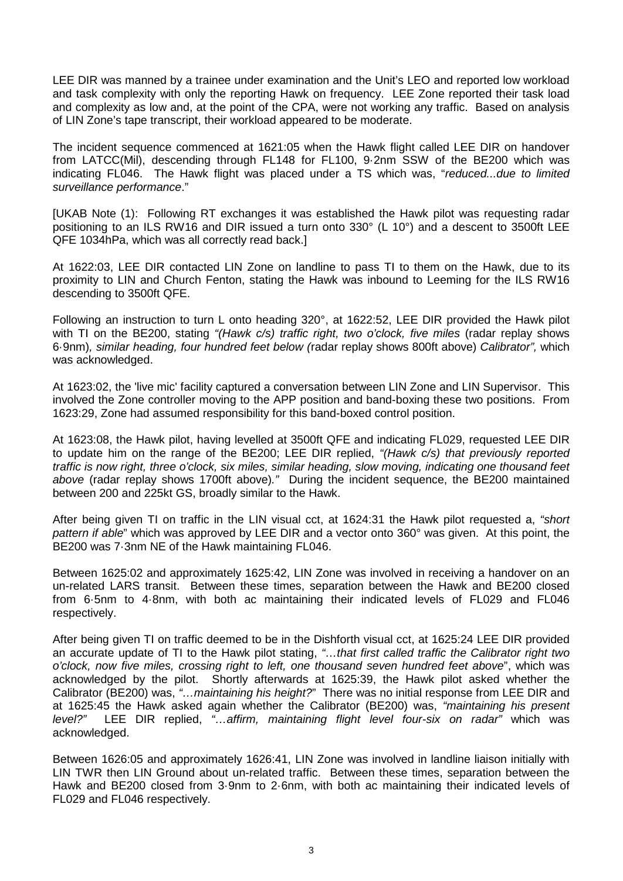LEE DIR was manned by a trainee under examination and the Unit's LEO and reported low workload and task complexity with only the reporting Hawk on frequency. LEE Zone reported their task load and complexity as low and, at the point of the CPA, were not working any traffic. Based on analysis of LIN Zone's tape transcript, their workload appeared to be moderate.

The incident sequence commenced at 1621:05 when the Hawk flight called LEE DIR on handover from LATCC(Mil), descending through FL148 for FL100, 9·2nm SSW of the BE200 which was indicating FL046. The Hawk flight was placed under a TS which was, "*reduced...due to limited surveillance performance*."

[UKAB Note (1): Following RT exchanges it was established the Hawk pilot was requesting radar positioning to an ILS RW16 and DIR issued a turn onto 330° (L 10°) and a descent to 3500ft LEE QFE 1034hPa, which was all correctly read back.]

At 1622:03, LEE DIR contacted LIN Zone on landline to pass TI to them on the Hawk, due to its proximity to LIN and Church Fenton, stating the Hawk was inbound to Leeming for the ILS RW16 descending to 3500ft QFE.

Following an instruction to turn L onto heading 320°, at 1622:52, LEE DIR provided the Hawk pilot with TI on the BE200, stating *"(Hawk c/s) traffic right, two o'clock, five miles* (radar replay shows 6·9nm)*, similar heading, four hundred feet below (*radar replay shows 800ft above) *Calibrator",* which was acknowledged.

At 1623:02, the 'live mic' facility captured a conversation between LIN Zone and LIN Supervisor. This involved the Zone controller moving to the APP position and band-boxing these two positions. From 1623:29, Zone had assumed responsibility for this band-boxed control position.

At 1623:08, the Hawk pilot, having levelled at 3500ft QFE and indicating FL029, requested LEE DIR to update him on the range of the BE200; LEE DIR replied, *"(Hawk c/s) that previously reported traffic is now right, three o'clock, six miles, similar heading, slow moving, indicating one thousand feet above* (radar replay shows 1700ft above)*."* During the incident sequence, the BE200 maintained between 200 and 225kt GS, broadly similar to the Hawk.

After being given TI on traffic in the LIN visual cct, at 1624:31 the Hawk pilot requested a, *"short pattern if able*" which was approved by LEE DIR and a vector onto 360° was given. At this point, the BE200 was 7·3nm NE of the Hawk maintaining FL046.

Between 1625:02 and approximately 1625:42, LIN Zone was involved in receiving a handover on an un-related LARS transit. Between these times, separation between the Hawk and BE200 closed from 6·5nm to 4·8nm, with both ac maintaining their indicated levels of FL029 and FL046 respectively.

After being given TI on traffic deemed to be in the Dishforth visual cct, at 1625:24 LEE DIR provided an accurate update of TI to the Hawk pilot stating, *"…that first called traffic the Calibrator right two o'clock, now five miles, crossing right to left, one thousand seven hundred feet above*", which was acknowledged by the pilot. Shortly afterwards at 1625:39, the Hawk pilot asked whether the Calibrator (BE200) was, *"…maintaining his height?*" There was no initial response from LEE DIR and at 1625:45 the Hawk asked again whether the Calibrator (BE200) was, *"maintaining his present level?"* LEE DIR replied, *"…affirm, maintaining flight level four-six on radar"* which was acknowledged.

Between 1626:05 and approximately 1626:41, LIN Zone was involved in landline liaison initially with LIN TWR then LIN Ground about un-related traffic. Between these times, separation between the Hawk and BE200 closed from 3·9nm to 2·6nm, with both ac maintaining their indicated levels of FL029 and FL046 respectively.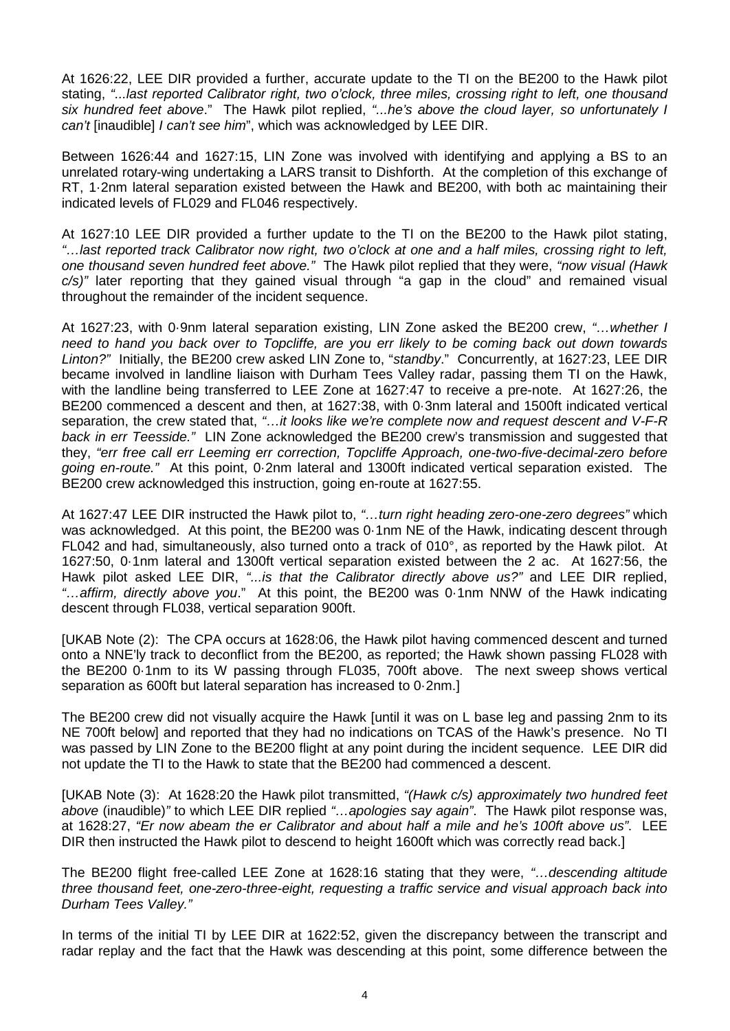At 1626:22, LEE DIR provided a further, accurate update to the TI on the BE200 to the Hawk pilot stating, *"...last reported Calibrator right, two o'clock, three miles, crossing right to left, one thousand six hundred feet above*." The Hawk pilot replied, *"...he's above the cloud layer, so unfortunately I can't* [inaudible] *I can't see him*", which was acknowledged by LEE DIR.

Between 1626:44 and 1627:15, LIN Zone was involved with identifying and applying a BS to an unrelated rotary-wing undertaking a LARS transit to Dishforth. At the completion of this exchange of RT, 1·2nm lateral separation existed between the Hawk and BE200, with both ac maintaining their indicated levels of FL029 and FL046 respectively.

At 1627:10 LEE DIR provided a further update to the TI on the BE200 to the Hawk pilot stating, *"…last reported track Calibrator now right, two o'clock at one and a half miles, crossing right to left, one thousand seven hundred feet above."* The Hawk pilot replied that they were, *"now visual (Hawk c/s)"* later reporting that they gained visual through "a gap in the cloud" and remained visual throughout the remainder of the incident sequence.

At 1627:23, with 0·9nm lateral separation existing, LIN Zone asked the BE200 crew, *"…whether I need to hand you back over to Topcliffe, are you err likely to be coming back out down towards Linton?"* Initially, the BE200 crew asked LIN Zone to, "*standby*." Concurrently, at 1627:23, LEE DIR became involved in landline liaison with Durham Tees Valley radar, passing them TI on the Hawk, with the landline being transferred to LEE Zone at 1627:47 to receive a pre-note. At 1627:26, the BE200 commenced a descent and then, at 1627:38, with 0·3nm lateral and 1500ft indicated vertical separation, the crew stated that, *"…it looks like we're complete now and request descent and V-F-R back in err Teesside."* LIN Zone acknowledged the BE200 crew's transmission and suggested that they, *"err free call err Leeming err correction, Topcliffe Approach, one-two-five-decimal-zero before going en-route."* At this point, 0·2nm lateral and 1300ft indicated vertical separation existed. The BE200 crew acknowledged this instruction, going en-route at 1627:55.

At 1627:47 LEE DIR instructed the Hawk pilot to, *"…turn right heading zero-one-zero degrees"* which was acknowledged. At this point, the BE200 was 0·1nm NE of the Hawk, indicating descent through FL042 and had, simultaneously, also turned onto a track of 010°, as reported by the Hawk pilot. At 1627:50, 0·1nm lateral and 1300ft vertical separation existed between the 2 ac. At 1627:56, the Hawk pilot asked LEE DIR, *"...is that the Calibrator directly above us?"* and LEE DIR replied, *"…affirm, directly above you*." At this point, the BE200 was 0·1nm NNW of the Hawk indicating descent through FL038, vertical separation 900ft.

[UKAB Note (2): The CPA occurs at 1628:06, the Hawk pilot having commenced descent and turned onto a NNE'ly track to deconflict from the BE200, as reported; the Hawk shown passing FL028 with the BE200 0·1nm to its W passing through FL035, 700ft above. The next sweep shows vertical separation as 600ft but lateral separation has increased to 0·2nm.]

The BE200 crew did not visually acquire the Hawk [until it was on L base leg and passing 2nm to its NE 700ft below] and reported that they had no indications on TCAS of the Hawk's presence. No TI was passed by LIN Zone to the BE200 flight at any point during the incident sequence. LEE DIR did not update the TI to the Hawk to state that the BE200 had commenced a descent.

[UKAB Note (3): At 1628:20 the Hawk pilot transmitted, *"(Hawk c/s) approximately two hundred feet above* (inaudible)*"* to which LEE DIR replied *"…apologies say again"*. The Hawk pilot response was, at 1628:27, *"Er now abeam the er Calibrator and about half a mile and he's 100ft above us"*. LEE DIR then instructed the Hawk pilot to descend to height 1600ft which was correctly read back.]

The BE200 flight free-called LEE Zone at 1628:16 stating that they were, *"…descending altitude three thousand feet, one-zero-three-eight, requesting a traffic service and visual approach back into Durham Tees Valley."*

In terms of the initial TI by LEE DIR at 1622:52, given the discrepancy between the transcript and radar replay and the fact that the Hawk was descending at this point, some difference between the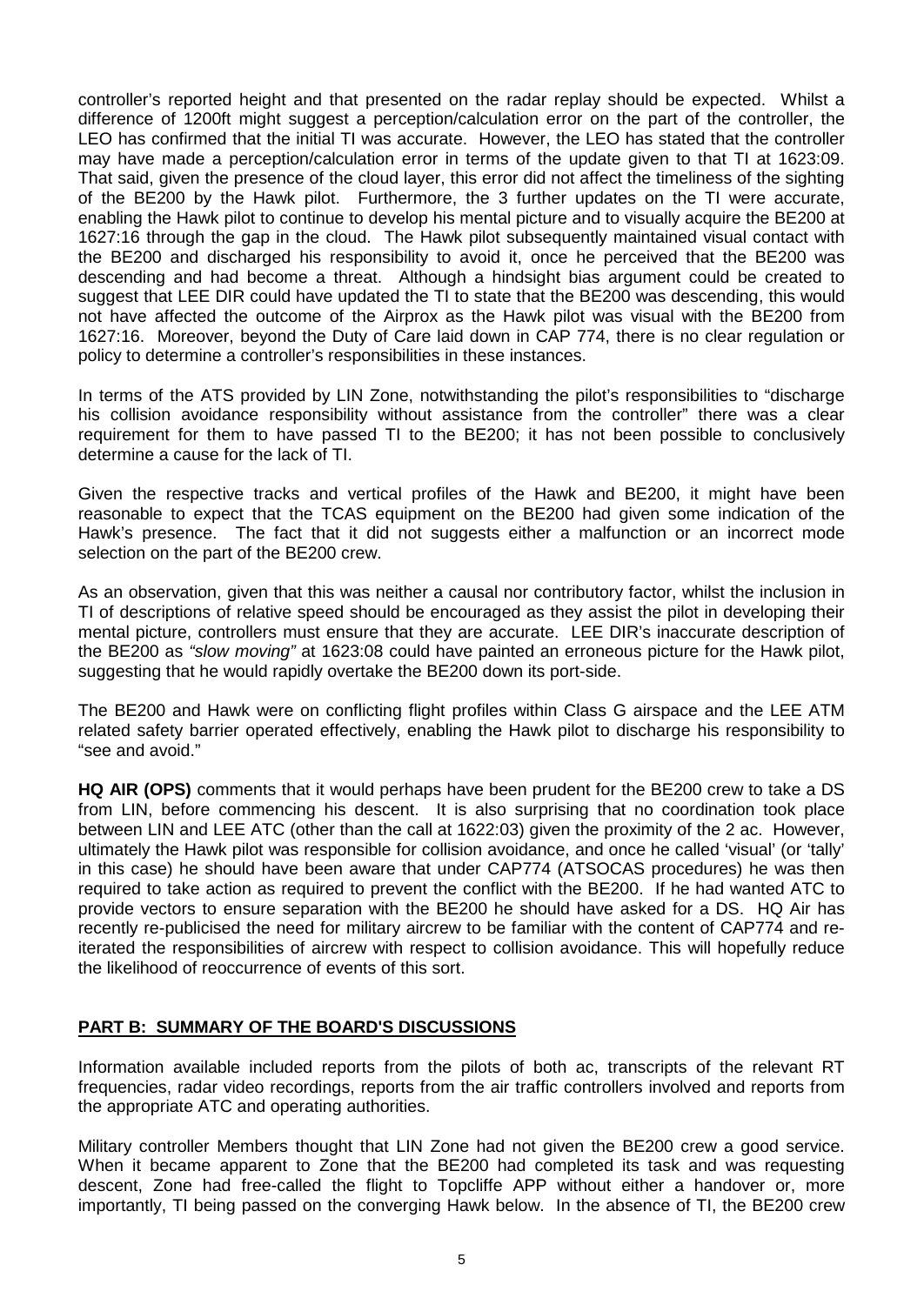controller's reported height and that presented on the radar replay should be expected. Whilst a difference of 1200ft might suggest a perception/calculation error on the part of the controller, the LEO has confirmed that the initial TI was accurate. However, the LEO has stated that the controller may have made a perception/calculation error in terms of the update given to that TI at 1623:09. That said, given the presence of the cloud layer, this error did not affect the timeliness of the sighting of the BE200 by the Hawk pilot. Furthermore, the 3 further updates on the TI were accurate, enabling the Hawk pilot to continue to develop his mental picture and to visually acquire the BE200 at 1627:16 through the gap in the cloud. The Hawk pilot subsequently maintained visual contact with the BE200 and discharged his responsibility to avoid it, once he perceived that the BE200 was descending and had become a threat. Although a hindsight bias argument could be created to suggest that LEE DIR could have updated the TI to state that the BE200 was descending, this would not have affected the outcome of the Airprox as the Hawk pilot was visual with the BE200 from 1627:16. Moreover, beyond the Duty of Care laid down in CAP 774, there is no clear regulation or policy to determine a controller's responsibilities in these instances.

In terms of the ATS provided by LIN Zone, notwithstanding the pilot's responsibilities to "discharge his collision avoidance responsibility without assistance from the controller" there was a clear requirement for them to have passed TI to the BE200; it has not been possible to conclusively determine a cause for the lack of TI.

Given the respective tracks and vertical profiles of the Hawk and BE200, it might have been reasonable to expect that the TCAS equipment on the BE200 had given some indication of the Hawk's presence. The fact that it did not suggests either a malfunction or an incorrect mode selection on the part of the BE200 crew.

As an observation, given that this was neither a causal nor contributory factor, whilst the inclusion in TI of descriptions of relative speed should be encouraged as they assist the pilot in developing their mental picture, controllers must ensure that they are accurate. LEE DIR's inaccurate description of the BE200 as *"slow moving"* at 1623:08 could have painted an erroneous picture for the Hawk pilot, suggesting that he would rapidly overtake the BE200 down its port-side.

The BE200 and Hawk were on conflicting flight profiles within Class G airspace and the LEE ATM related safety barrier operated effectively, enabling the Hawk pilot to discharge his responsibility to "see and avoid."

**HQ AIR (OPS)** comments that it would perhaps have been prudent for the BE200 crew to take a DS from LIN, before commencing his descent. It is also surprising that no coordination took place between LIN and LEE ATC (other than the call at 1622:03) given the proximity of the 2 ac. However, ultimately the Hawk pilot was responsible for collision avoidance, and once he called 'visual' (or 'tally' in this case) he should have been aware that under CAP774 (ATSOCAS procedures) he was then required to take action as required to prevent the conflict with the BE200. If he had wanted ATC to provide vectors to ensure separation with the BE200 he should have asked for a DS. HQ Air has recently re-publicised the need for military aircrew to be familiar with the content of CAP774 and re-iterated the responsibilities of aircrew with respect to collision avoidance. This will hopefully reduce the likelihood of reoccurrence of events of this sort.

## PART B: SUMMARY OF THE BOARD'S DISCUSSIONS

Information available included reports from the pilots of both ac, transcripts of the relevant RT frequencies, radar video recordings, reports from the air traffic controllers involved and reports from the appropriate ATC and operating authorities.

Military controller Members thought that LIN Zone had not given the BE200 crew a good service. When it became apparent to Zone that the BE200 had completed its task and was requesting descent, Zone had free-called the flight to Topcliffe APP without either a handover or, more importantly, TI being passed on the converging Hawk below. In the absence of TI, the BE200 crew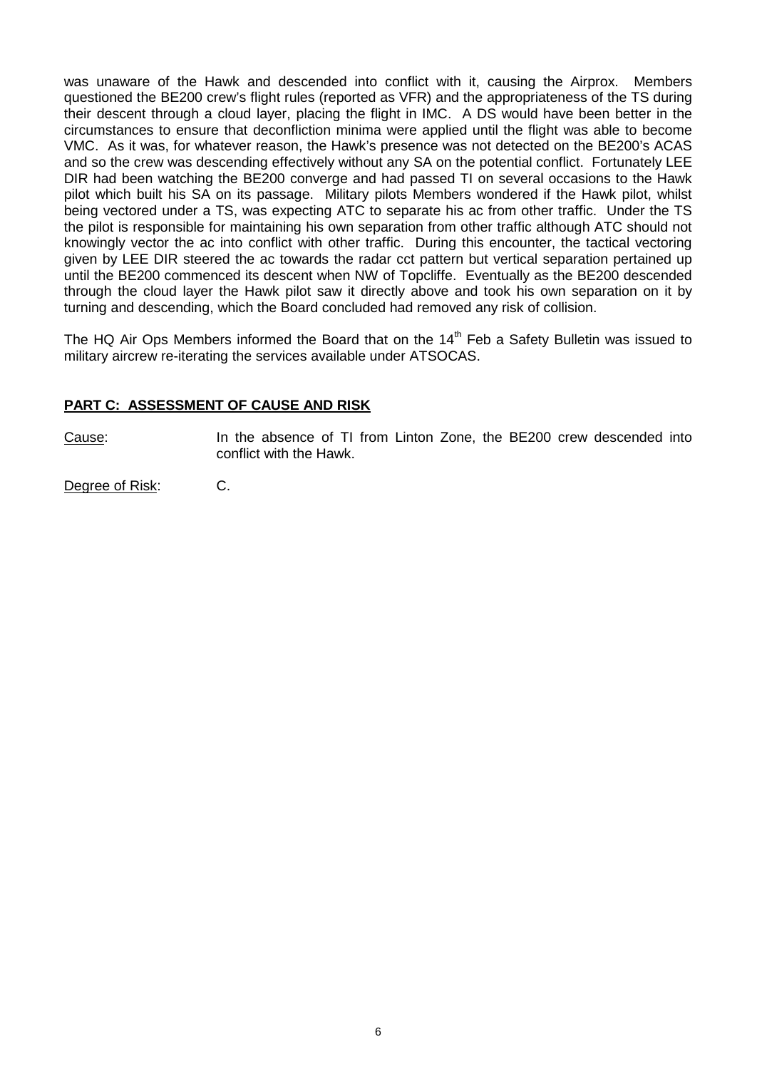was unaware of the Hawk and descended into conflict with it, causing the Airprox. Members questioned the BE200 crew's flight rules (reported as VFR) and the appropriateness of the TS during their descent through a cloud layer, placing the flight in IMC. A DS would have been better in the circumstances to ensure that deconfliction minima were applied until the flight was able to become VMC. As it was, for whatever reason, the Hawk's presence was not detected on the BE200's ACAS and so the crew was descending effectively without any SA on the potential conflict. Fortunately LEE DIR had been watching the BE200 converge and had passed TI on several occasions to the Hawk pilot which built his SA on its passage. Military pilots Members wondered if the Hawk pilot, whilst being vectored under a TS, was expecting ATC to separate his ac from other traffic. Under the TS the pilot is responsible for maintaining his own separation from other traffic although ATC should not knowingly vector the ac into conflict with other traffic. During this encounter, the tactical vectoring given by LEE DIR steered the ac towards the radar cct pattern but vertical separation pertained up until the BE200 commenced its descent when NW of Topcliffe. Eventually as the BE200 descended through the cloud layer the Hawk pilot saw it directly above and took his own separation on it by turning and descending, which the Board concluded had removed any risk of collision.

The HQ Air Ops Members informed the Board that on the 14th Feb a Safety Bulletin was issued to military aircrew re-iterating the services available under ATSOCAS.

## PART C: ASSESSMENT OF CAUSE AND RISK

Cause: In the absence of TI from Linton Zone, the BE200 crew descended into conflict with the Hawk.

Degree of Risk: C.